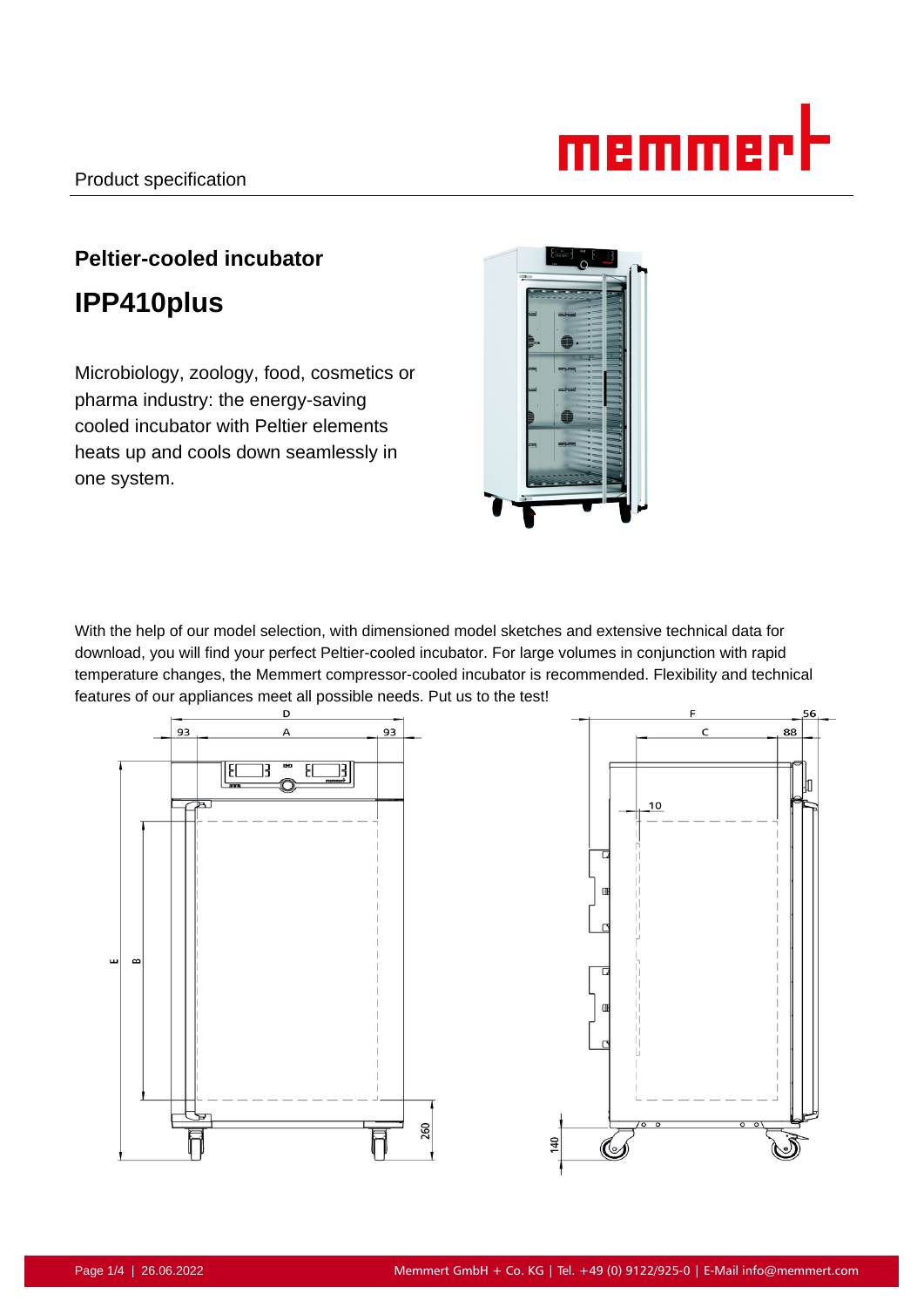Product specification

## Peltier-cooled incubator

# IPP410plus

Microbiology, zoology, food, cosmetics or pharma industry: the energy-saving cooled incubator with Peltier elements heats up and cools down seamlessly in one system.

With the help of our model selection, with dimensioned model sketches and extensive technical data for download, you will find your perfect Peltier-cooled incubator. For large volumes in conjunction with rapid temperature changes, the Memmert compressor-cooled incubator is recommended. Flexibility and technical features of our appliances meet all possible needs. Put us to the test!

D
93
A
93
E
B
260

F
56
C
88
10
140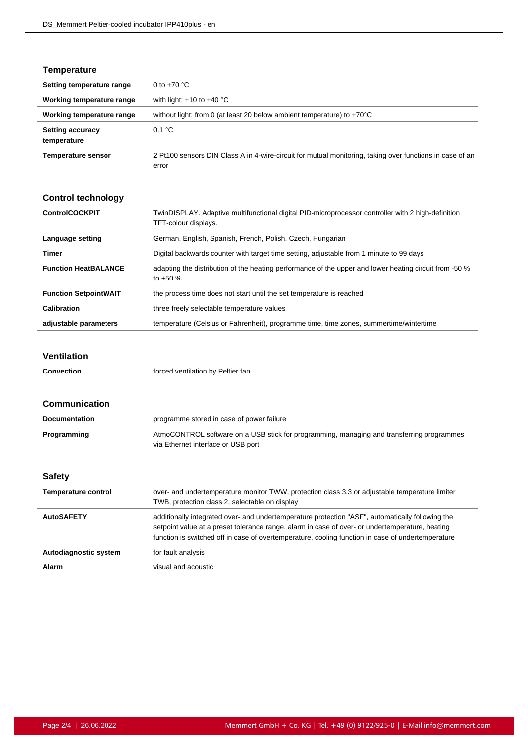## Temperature

| | |
|---|---|
| **Setting temperature range** | 0 to +70 °C |
| **Working temperature range** | with light: +10 to +40 °C |
| **Working temperature range** | without light: from 0 (at least 20 below ambient temperature) to +70°C |
| **Setting accuracy temperature** | 0.1 °C |
| **Temperature sensor** | 2 Pt100 sensors DIN Class A in 4-wire-circuit for mutual monitoring, taking over functions in case of an error |

## Control technology

| | |
|---|---|
| **ControlCOCKPIT** | TwinDISPLAY. Adaptive multifunctional digital PID-microprocessor controller with 2 high-definition TFT-colour displays. |
| **Language setting** | German, English, Spanish, French, Polish, Czech, Hungarian |
| **Timer** | Digital backwards counter with target time setting, adjustable from 1 minute to 99 days |
| **Function HeatBALANCE** | adapting the distribution of the heating performance of the upper and lower heating circuit from -50 % to +50 % |
| **Function SetpointWAIT** | the process time does not start until the set temperature is reached |
| **Calibration** | three freely selectable temperature values |
| **adjustable parameters** | temperature (Celsius or Fahrenheit), programme time, time zones, summertime/wintertime |

## Ventilation

| | |
|---|---|
| **Convection** | forced ventilation by Peltier fan |

## Communication

| | |
|---|---|
| **Documentation** | programme stored in case of power failure |
| **Programming** | AtmoCONTROL software on a USB stick for programming, managing and transferring programmes via Ethernet interface or USB port |

## Safety

| | |
|---|---|
| **Temperature control** | over- and undertemperature monitor TWW, protection class 3.3 or adjustable temperature limiter TWB, protection class 2, selectable on display |
| **AutoSAFETY** | additionally integrated over- and undertemperature protection "ASF", automatically following the setpoint value at a preset tolerance range, alarm in case of over- or undertemperature, heating function is switched off in case of overtemperature, cooling function in case of undertemperature |
| **Autodiagnostic system** | for fault analysis |
| **Alarm** | visual and acoustic |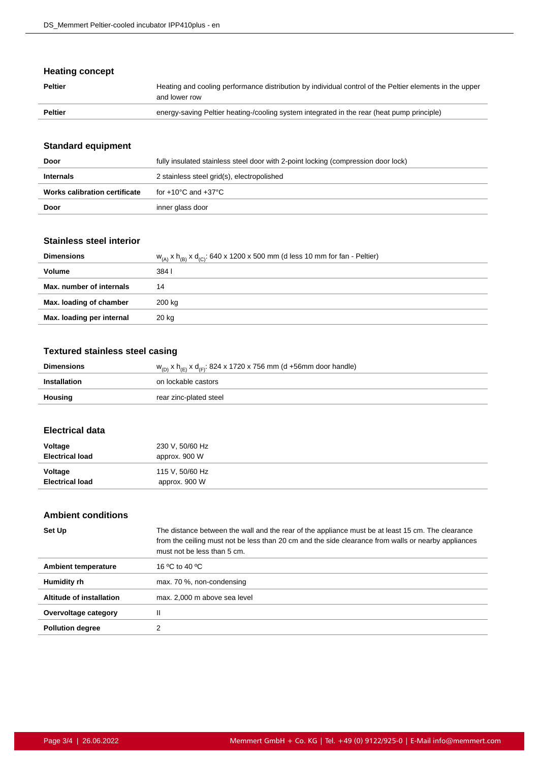## Heating concept

| | |
|---|---|
| **Peltier** | Heating and cooling performance distribution by individual control of the Peltier elements in the upper and lower row |
| **Peltier** | energy-saving Peltier heating-/cooling system integrated in the rear (heat pump principle) |

## Standard equipment

| | |
|---|---|
| **Door** | fully insulated stainless steel door with 2-point locking (compression door lock) |
| **Internals** | 2 stainless steel grid(s), electropolished |
| **Works calibration certificate** | for +10°C and +37°C |
| **Door** | inner glass door |

## Stainless steel interior

| | |
|---|---|
| **Dimensions** | $w_{(A)}$ x $h_{(B)}$ x $d_{(C)}$: 640 x 1200 x 500 mm (d less 10 mm for fan - Peltier) |
| **Volume** | 384 l |
| **Max. number of internals** | 14 |
| **Max. loading of chamber** | 200 kg |
| **Max. loading per internal** | 20 kg |

## Textured stainless steel casing

| | |
|---|---|
| **Dimensions** | $w_{(D)}$ x $h_{(E)}$ x $d_{(F)}$: 824 x 1720 x 756 mm (d +56mm door handle) |
| **Installation** | on lockable castors |
| **Housing** | rear zinc-plated steel |

## Electrical data

| | |
|---|---|
| **Voltage**<br>**Electrical load** | 230 V, 50/60 Hz<br>approx. 900 W |
| **Voltage**<br>**Electrical load** | 115 V, 50/60 Hz<br>approx. 900 W |

## Ambient conditions

| | |
|---|---|
| **Set Up** | The distance between the wall and the rear of the appliance must be at least 15 cm. The clearance from the ceiling must not be less than 20 cm and the side clearance from walls or nearby appliances must not be less than 5 cm. |
| **Ambient temperature** | 16 ºC to 40 ºC |
| **Humidity rh** | max. 70 %, non-condensing |
| **Altitude of installation** | max. 2,000 m above sea level |
| **Overvoltage category** | II |
| **Pollution degree** | 2 |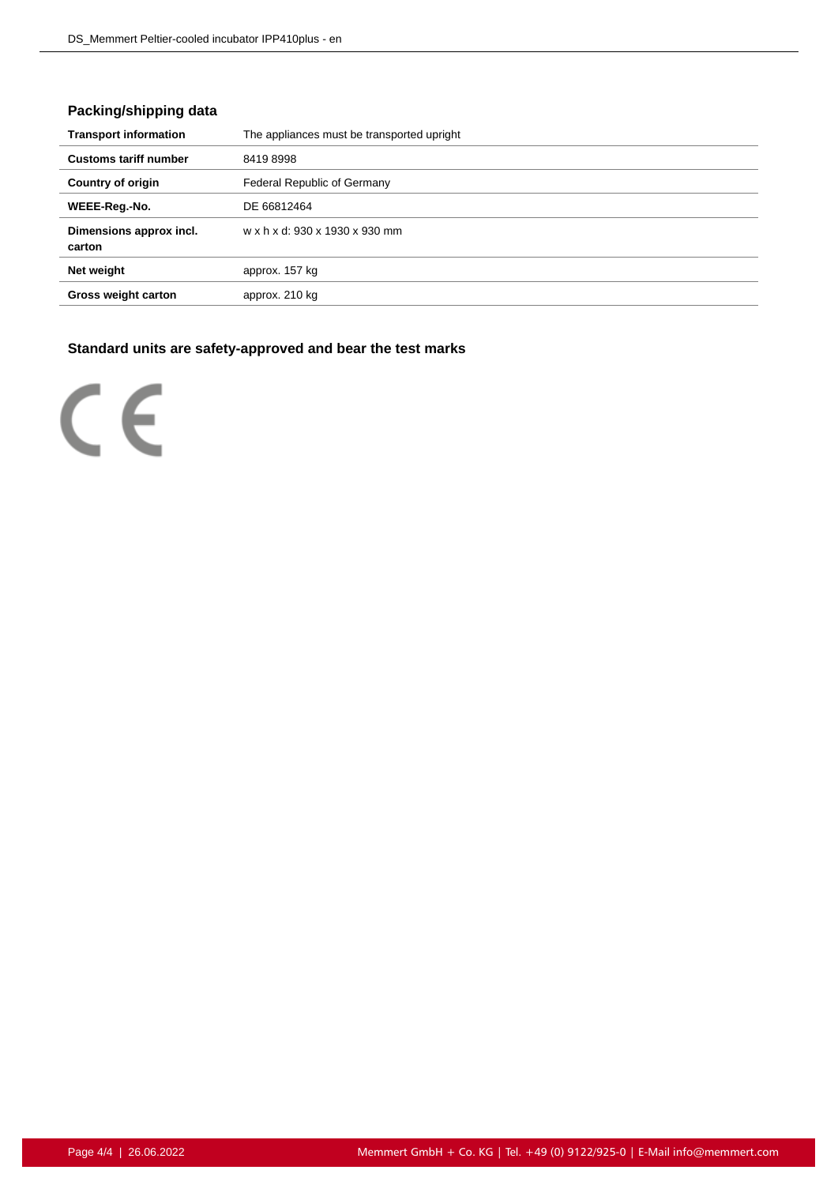## Packing/shipping data

| | |
|---|---|
| **Transport information** | The appliances must be transported upright |
| **Customs tariff number** | 8419 8998 |
| **Country of origin** | Federal Republic of Germany |
| **WEEE-Reg.-No.** | DE 66812464 |
| **Dimensions approx incl. carton** | w x h x d: 930 x 1930 x 930 mm |
| **Net weight** | approx. 157 kg |
| **Gross weight carton** | approx. 210 kg |

## Standard units are safety-approved and bear the test marks

CE